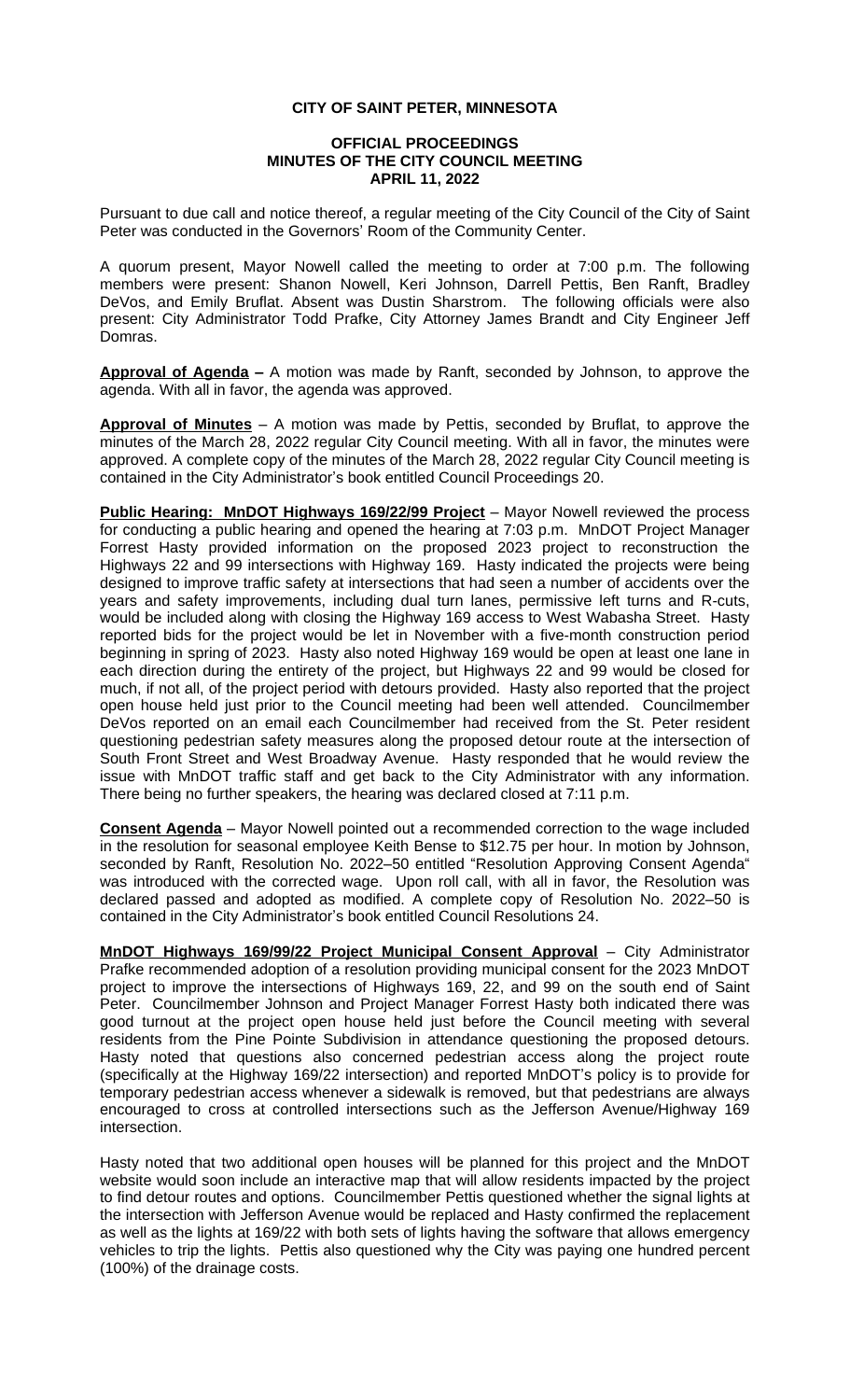# CITY OF SAINT PETER, MINNESOTA

## OFFICIAL PROCEEDINGS
## MINUTES OF THE CITY COUNCIL MEETING
## APRIL 11, 2022

Pursuant to due call and notice thereof, a regular meeting of the City Council of the City of Saint Peter was conducted in the Governors' Room of the Community Center.

A quorum present, Mayor Nowell called the meeting to order at 7:00 p.m. The following members were present: Shanon Nowell, Keri Johnson, Darrell Pettis, Ben Ranft, Bradley DeVos, and Emily Bruflat. Absent was Dustin Sharstrom. The following officials were also present: City Administrator Todd Prafke, City Attorney James Brandt and City Engineer Jeff Domras.

**Approval of Agenda –** A motion was made by Ranft, seconded by Johnson, to approve the agenda. With all in favor, the agenda was approved.

**Approval of Minutes** – A motion was made by Pettis, seconded by Bruflat, to approve the minutes of the March 28, 2022 regular City Council meeting. With all in favor, the minutes were approved. A complete copy of the minutes of the March 28, 2022 regular City Council meeting is contained in the City Administrator's book entitled Council Proceedings 20.

**Public Hearing: MnDOT Highways 169/22/99 Project** – Mayor Nowell reviewed the process for conducting a public hearing and opened the hearing at 7:03 p.m. MnDOT Project Manager Forrest Hasty provided information on the proposed 2023 project to reconstruction the Highways 22 and 99 intersections with Highway 169. Hasty indicated the projects were being designed to improve traffic safety at intersections that had seen a number of accidents over the years and safety improvements, including dual turn lanes, permissive left turns and R-cuts, would be included along with closing the Highway 169 access to West Wabasha Street. Hasty reported bids for the project would be let in November with a five-month construction period beginning in spring of 2023. Hasty also noted Highway 169 would be open at least one lane in each direction during the entirety of the project, but Highways 22 and 99 would be closed for much, if not all, of the project period with detours provided. Hasty also reported that the project open house held just prior to the Council meeting had been well attended. Councilmember DeVos reported on an email each Councilmember had received from the St. Peter resident questioning pedestrian safety measures along the proposed detour route at the intersection of South Front Street and West Broadway Avenue. Hasty responded that he would review the issue with MnDOT traffic staff and get back to the City Administrator with any information. There being no further speakers, the hearing was declared closed at 7:11 p.m.

**Consent Agenda** – Mayor Nowell pointed out a recommended correction to the wage included in the resolution for seasonal employee Keith Bense to $12.75 per hour. In motion by Johnson, seconded by Ranft, Resolution No. 2022–50 entitled "Resolution Approving Consent Agenda" was introduced with the corrected wage. Upon roll call, with all in favor, the Resolution was declared passed and adopted as modified. A complete copy of Resolution No. 2022–50 is contained in the City Administrator's book entitled Council Resolutions 24.

**MnDOT Highways 169/99/22 Project Municipal Consent Approval** – City Administrator Prafke recommended adoption of a resolution providing municipal consent for the 2023 MnDOT project to improve the intersections of Highways 169, 22, and 99 on the south end of Saint Peter. Councilmember Johnson and Project Manager Forrest Hasty both indicated there was good turnout at the project open house held just before the Council meeting with several residents from the Pine Pointe Subdivision in attendance questioning the proposed detours. Hasty noted that questions also concerned pedestrian access along the project route (specifically at the Highway 169/22 intersection) and reported MnDOT's policy is to provide for temporary pedestrian access whenever a sidewalk is removed, but that pedestrians are always encouraged to cross at controlled intersections such as the Jefferson Avenue/Highway 169 intersection.

Hasty noted that two additional open houses will be planned for this project and the MnDOT website would soon include an interactive map that will allow residents impacted by the project to find detour routes and options. Councilmember Pettis questioned whether the signal lights at the intersection with Jefferson Avenue would be replaced and Hasty confirmed the replacement as well as the lights at 169/22 with both sets of lights having the software that allows emergency vehicles to trip the lights. Pettis also questioned why the City was paying one hundred percent (100%) of the drainage costs.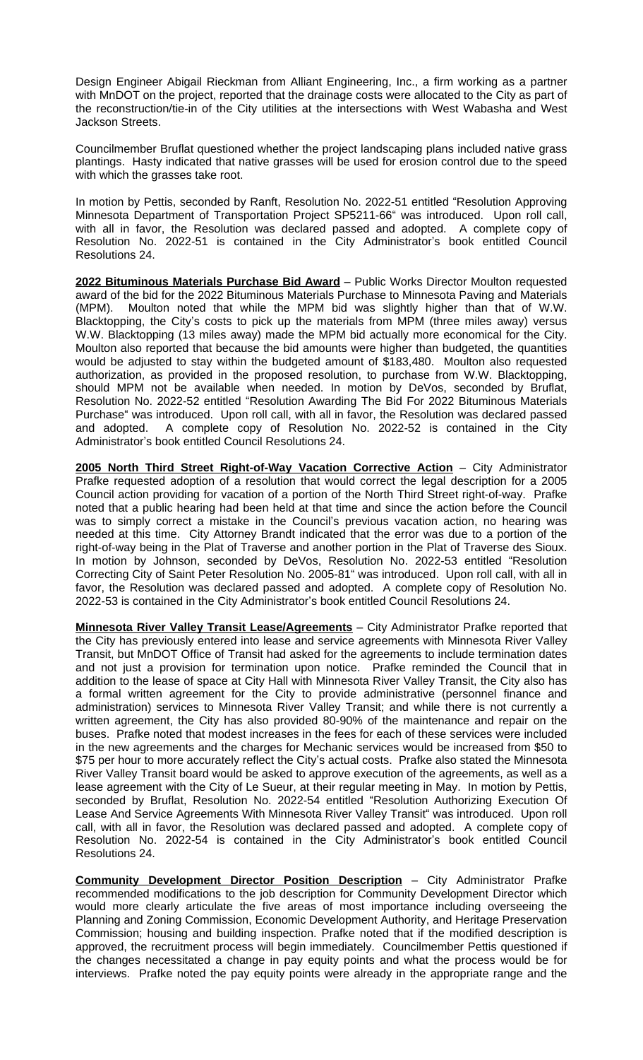Design Engineer Abigail Rieckman from Alliant Engineering, Inc., a firm working as a partner with MnDOT on the project, reported that the drainage costs were allocated to the City as part of the reconstruction/tie-in of the City utilities at the intersections with West Wabasha and West Jackson Streets.

Councilmember Bruflat questioned whether the project landscaping plans included native grass plantings. Hasty indicated that native grasses will be used for erosion control due to the speed with which the grasses take root.

In motion by Pettis, seconded by Ranft, Resolution No. 2022-51 entitled "Resolution Approving Minnesota Department of Transportation Project SP5211-66" was introduced. Upon roll call, with all in favor, the Resolution was declared passed and adopted. A complete copy of Resolution No. 2022-51 is contained in the City Administrator's book entitled Council Resolutions 24.

**2022 Bituminous Materials Purchase Bid Award** – Public Works Director Moulton requested award of the bid for the 2022 Bituminous Materials Purchase to Minnesota Paving and Materials (MPM). Moulton noted that while the MPM bid was slightly higher than that of W.W. Blacktopping, the City's costs to pick up the materials from MPM (three miles away) versus W.W. Blacktopping (13 miles away) made the MPM bid actually more economical for the City. Moulton also reported that because the bid amounts were higher than budgeted, the quantities would be adjusted to stay within the budgeted amount of $183,480. Moulton also requested authorization, as provided in the proposed resolution, to purchase from W.W. Blacktopping, should MPM not be available when needed. In motion by DeVos, seconded by Bruflat, Resolution No. 2022-52 entitled "Resolution Awarding The Bid For 2022 Bituminous Materials Purchase" was introduced. Upon roll call, with all in favor, the Resolution was declared passed and adopted. A complete copy of Resolution No. 2022-52 is contained in the City Administrator's book entitled Council Resolutions 24.

**2005 North Third Street Right-of-Way Vacation Corrective Action** – City Administrator Prafke requested adoption of a resolution that would correct the legal description for a 2005 Council action providing for vacation of a portion of the North Third Street right-of-way. Prafke noted that a public hearing had been held at that time and since the action before the Council was to simply correct a mistake in the Council's previous vacation action, no hearing was needed at this time. City Attorney Brandt indicated that the error was due to a portion of the right-of-way being in the Plat of Traverse and another portion in the Plat of Traverse des Sioux. In motion by Johnson, seconded by DeVos, Resolution No. 2022-53 entitled "Resolution Correcting City of Saint Peter Resolution No. 2005-81" was introduced. Upon roll call, with all in favor, the Resolution was declared passed and adopted. A complete copy of Resolution No. 2022-53 is contained in the City Administrator's book entitled Council Resolutions 24.

**Minnesota River Valley Transit Lease/Agreements** – City Administrator Prafke reported that the City has previously entered into lease and service agreements with Minnesota River Valley Transit, but MnDOT Office of Transit had asked for the agreements to include termination dates and not just a provision for termination upon notice. Prafke reminded the Council that in addition to the lease of space at City Hall with Minnesota River Valley Transit, the City also has a formal written agreement for the City to provide administrative (personnel finance and administration) services to Minnesota River Valley Transit; and while there is not currently a written agreement, the City has also provided 80-90% of the maintenance and repair on the buses. Prafke noted that modest increases in the fees for each of these services were included in the new agreements and the charges for Mechanic services would be increased from $50 to $75 per hour to more accurately reflect the City's actual costs. Prafke also stated the Minnesota River Valley Transit board would be asked to approve execution of the agreements, as well as a lease agreement with the City of Le Sueur, at their regular meeting in May. In motion by Pettis, seconded by Bruflat, Resolution No. 2022-54 entitled "Resolution Authorizing Execution Of Lease And Service Agreements With Minnesota River Valley Transit" was introduced. Upon roll call, with all in favor, the Resolution was declared passed and adopted. A complete copy of Resolution No. 2022-54 is contained in the City Administrator's book entitled Council Resolutions 24.

**Community Development Director Position Description** – City Administrator Prafke recommended modifications to the job description for Community Development Director which would more clearly articulate the five areas of most importance including overseeing the Planning and Zoning Commission, Economic Development Authority, and Heritage Preservation Commission; housing and building inspection. Prafke noted that if the modified description is approved, the recruitment process will begin immediately. Councilmember Pettis questioned if the changes necessitated a change in pay equity points and what the process would be for interviews. Prafke noted the pay equity points were already in the appropriate range and the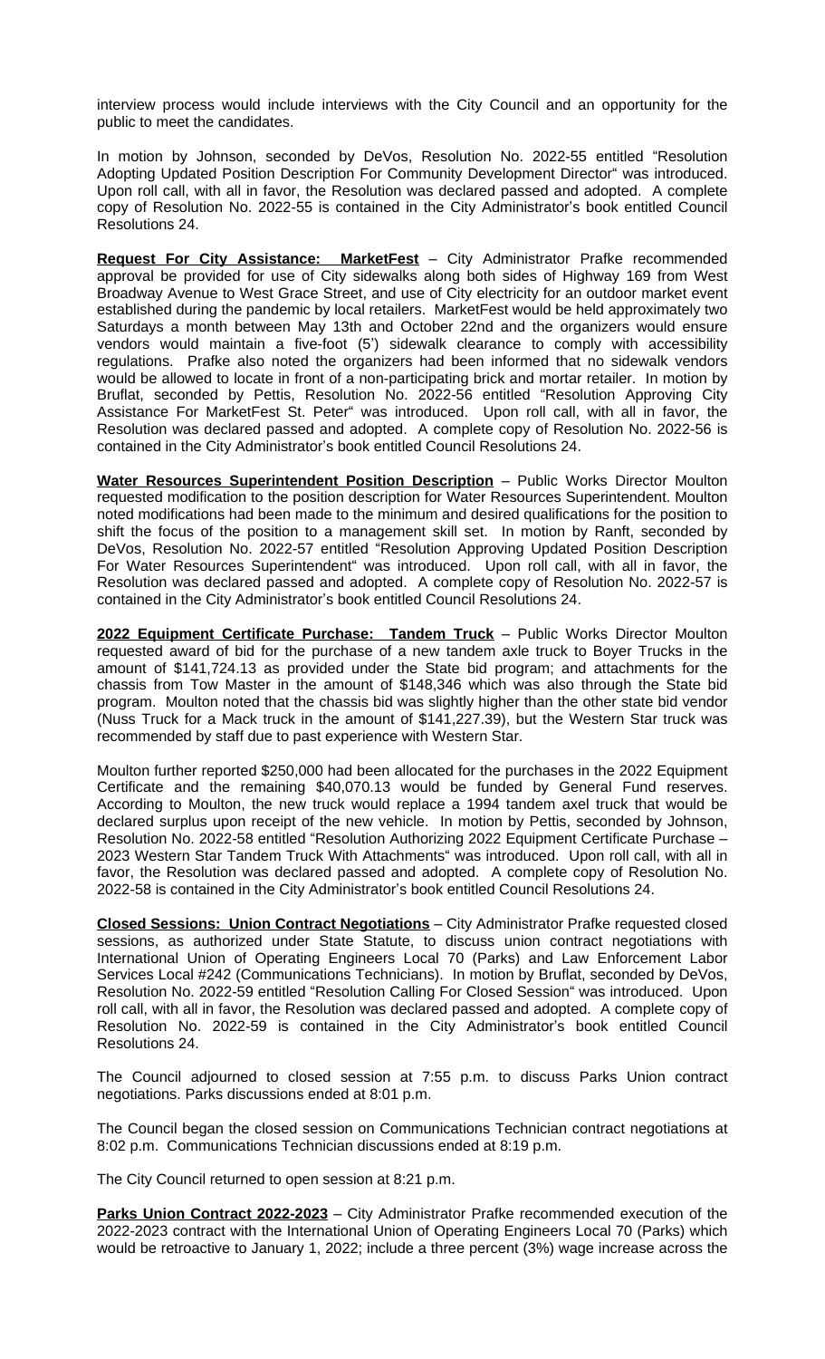interview process would include interviews with the City Council and an opportunity for the public to meet the candidates.

In motion by Johnson, seconded by DeVos, Resolution No. 2022-55 entitled "Resolution Adopting Updated Position Description For Community Development Director" was introduced. Upon roll call, with all in favor, the Resolution was declared passed and adopted. A complete copy of Resolution No. 2022-55 is contained in the City Administrator's book entitled Council Resolutions 24.

**Request For City Assistance: MarketFest** – City Administrator Prafke recommended approval be provided for use of City sidewalks along both sides of Highway 169 from West Broadway Avenue to West Grace Street, and use of City electricity for an outdoor market event established during the pandemic by local retailers. MarketFest would be held approximately two Saturdays a month between May 13th and October 22nd and the organizers would ensure vendors would maintain a five-foot (5') sidewalk clearance to comply with accessibility regulations. Prafke also noted the organizers had been informed that no sidewalk vendors would be allowed to locate in front of a non-participating brick and mortar retailer. In motion by Bruflat, seconded by Pettis, Resolution No. 2022-56 entitled "Resolution Approving City Assistance For MarketFest St. Peter" was introduced. Upon roll call, with all in favor, the Resolution was declared passed and adopted. A complete copy of Resolution No. 2022-56 is contained in the City Administrator's book entitled Council Resolutions 24.

**Water Resources Superintendent Position Description** – Public Works Director Moulton requested modification to the position description for Water Resources Superintendent. Moulton noted modifications had been made to the minimum and desired qualifications for the position to shift the focus of the position to a management skill set. In motion by Ranft, seconded by DeVos, Resolution No. 2022-57 entitled "Resolution Approving Updated Position Description For Water Resources Superintendent" was introduced. Upon roll call, with all in favor, the Resolution was declared passed and adopted. A complete copy of Resolution No. 2022-57 is contained in the City Administrator's book entitled Council Resolutions 24.

**2022 Equipment Certificate Purchase: Tandem Truck** – Public Works Director Moulton requested award of bid for the purchase of a new tandem axle truck to Boyer Trucks in the amount of $141,724.13 as provided under the State bid program; and attachments for the chassis from Tow Master in the amount of $148,346 which was also through the State bid program. Moulton noted that the chassis bid was slightly higher than the other state bid vendor (Nuss Truck for a Mack truck in the amount of $141,227.39), but the Western Star truck was recommended by staff due to past experience with Western Star.

Moulton further reported $250,000 had been allocated for the purchases in the 2022 Equipment Certificate and the remaining $40,070.13 would be funded by General Fund reserves. According to Moulton, the new truck would replace a 1994 tandem axel truck that would be declared surplus upon receipt of the new vehicle. In motion by Pettis, seconded by Johnson, Resolution No. 2022-58 entitled "Resolution Authorizing 2022 Equipment Certificate Purchase – 2023 Western Star Tandem Truck With Attachments" was introduced. Upon roll call, with all in favor, the Resolution was declared passed and adopted. A complete copy of Resolution No. 2022-58 is contained in the City Administrator's book entitled Council Resolutions 24.

**Closed Sessions: Union Contract Negotiations** – City Administrator Prafke requested closed sessions, as authorized under State Statute, to discuss union contract negotiations with International Union of Operating Engineers Local 70 (Parks) and Law Enforcement Labor Services Local #242 (Communications Technicians). In motion by Bruflat, seconded by DeVos, Resolution No. 2022-59 entitled "Resolution Calling For Closed Session" was introduced. Upon roll call, with all in favor, the Resolution was declared passed and adopted. A complete copy of Resolution No. 2022-59 is contained in the City Administrator's book entitled Council Resolutions 24.

The Council adjourned to closed session at 7:55 p.m. to discuss Parks Union contract negotiations. Parks discussions ended at 8:01 p.m.

The Council began the closed session on Communications Technician contract negotiations at 8:02 p.m. Communications Technician discussions ended at 8:19 p.m.

The City Council returned to open session at 8:21 p.m.

**Parks Union Contract 2022-2023** – City Administrator Prafke recommended execution of the 2022-2023 contract with the International Union of Operating Engineers Local 70 (Parks) which would be retroactive to January 1, 2022; include a three percent (3%) wage increase across the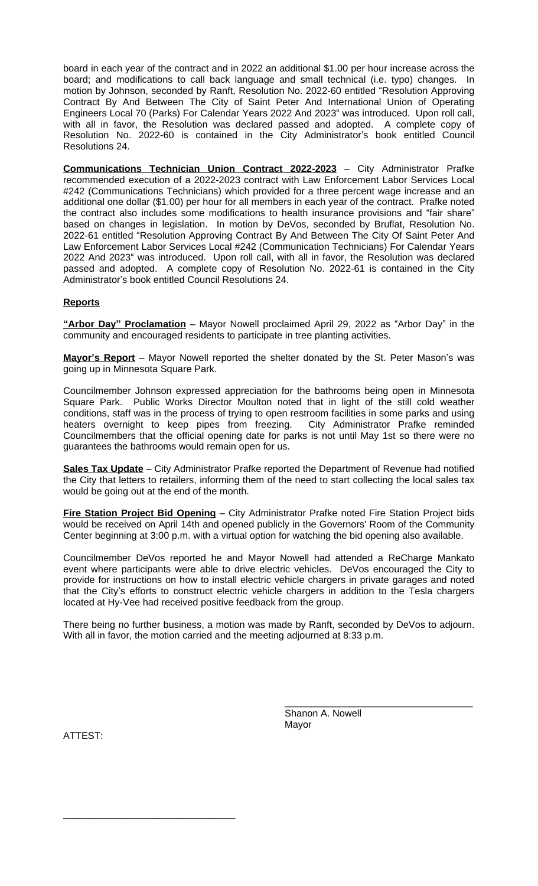board in each year of the contract and in 2022 an additional $1.00 per hour increase across the board; and modifications to call back language and small technical (i.e. typo) changes. In motion by Johnson, seconded by Ranft, Resolution No. 2022-60 entitled "Resolution Approving Contract By And Between The City of Saint Peter And International Union of Operating Engineers Local 70 (Parks) For Calendar Years 2022 And 2023" was introduced. Upon roll call, with all in favor, the Resolution was declared passed and adopted. A complete copy of Resolution No. 2022-60 is contained in the City Administrator's book entitled Council Resolutions 24.

**Communications Technician Union Contract 2022-2023** – City Administrator Prafke recommended execution of a 2022-2023 contract with Law Enforcement Labor Services Local #242 (Communications Technicians) which provided for a three percent wage increase and an additional one dollar ($1.00) per hour for all members in each year of the contract. Prafke noted the contract also includes some modifications to health insurance provisions and "fair share" based on changes in legislation. In motion by DeVos, seconded by Bruflat, Resolution No. 2022-61 entitled "Resolution Approving Contract By And Between The City Of Saint Peter And Law Enforcement Labor Services Local #242 (Communication Technicians) For Calendar Years 2022 And 2023" was introduced. Upon roll call, with all in favor, the Resolution was declared passed and adopted. A complete copy of Resolution No. 2022-61 is contained in the City Administrator's book entitled Council Resolutions 24.

**Reports**

**"Arbor Day" Proclamation** – Mayor Nowell proclaimed April 29, 2022 as "Arbor Day" in the community and encouraged residents to participate in tree planting activities.

**Mayor's Report** – Mayor Nowell reported the shelter donated by the St. Peter Mason's was going up in Minnesota Square Park.

Councilmember Johnson expressed appreciation for the bathrooms being open in Minnesota Square Park. Public Works Director Moulton noted that in light of the still cold weather conditions, staff was in the process of trying to open restroom facilities in some parks and using heaters overnight to keep pipes from freezing. City Administrator Prafke reminded Councilmembers that the official opening date for parks is not until May 1st so there were no guarantees the bathrooms would remain open for us.

**Sales Tax Update** – City Administrator Prafke reported the Department of Revenue had notified the City that letters to retailers, informing them of the need to start collecting the local sales tax would be going out at the end of the month.

**Fire Station Project Bid Opening** – City Administrator Prafke noted Fire Station Project bids would be received on April 14th and opened publicly in the Governors' Room of the Community Center beginning at 3:00 p.m. with a virtual option for watching the bid opening also available.

Councilmember DeVos reported he and Mayor Nowell had attended a ReCharge Mankato event where participants were able to drive electric vehicles. DeVos encouraged the City to provide for instructions on how to install electric vehicle chargers in private garages and noted that the City's efforts to construct electric vehicle chargers in addition to the Tesla chargers located at Hy-Vee had received positive feedback from the group.

There being no further business, a motion was made by Ranft, seconded by DeVos to adjourn. With all in favor, the motion carried and the meeting adjourned at 8:33 p.m.

\_\_\_\_\_\_\_\_\_\_\_\_\_\_\_\_\_\_\_\_\_\_\_\_\_\_\_\_\_\_\_\_\_\_\_\_
Shanon A. Nowell
Mayor

ATTEST:

\_\_\_\_\_\_\_\_\_\_\_\_\_\_\_\_\_\_\_\_\_\_\_\_\_\_\_\_\_\_\_\_\_\_\_\_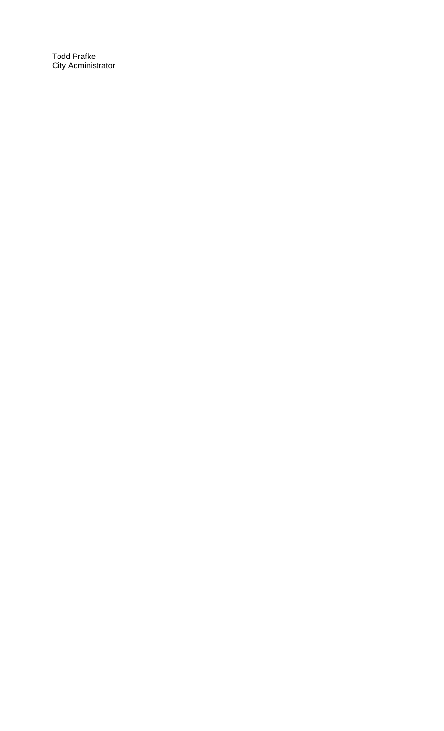Todd Prafke
City Administrator